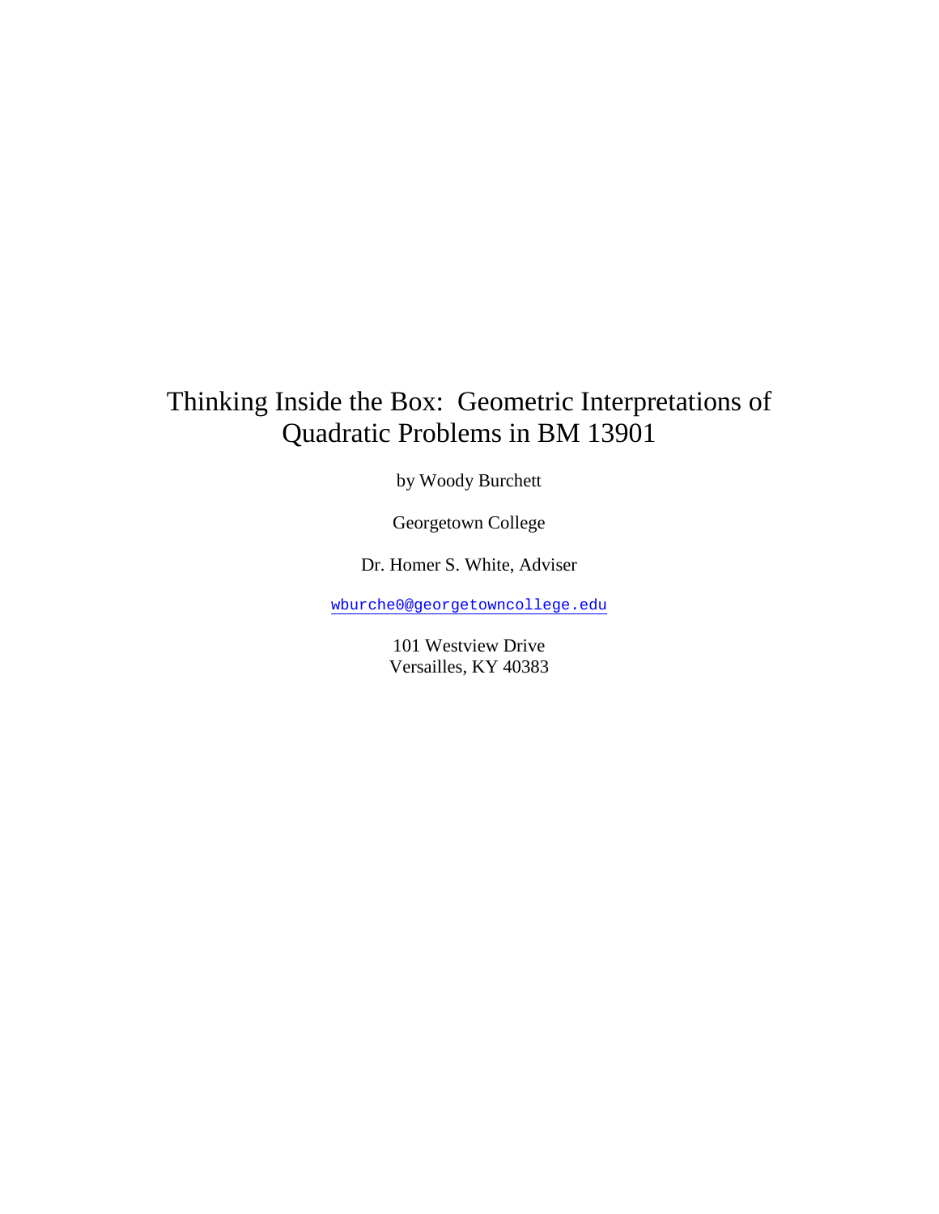# Thinking Inside the Box: Geometric Interpretations of Quadratic Problems in BM 13901

by Woody Burchett

Georgetown College

Dr. Homer S. White, Adviser

wburche0@georgetowncollege.edu

101 Westview Drive
Versailles, KY 40383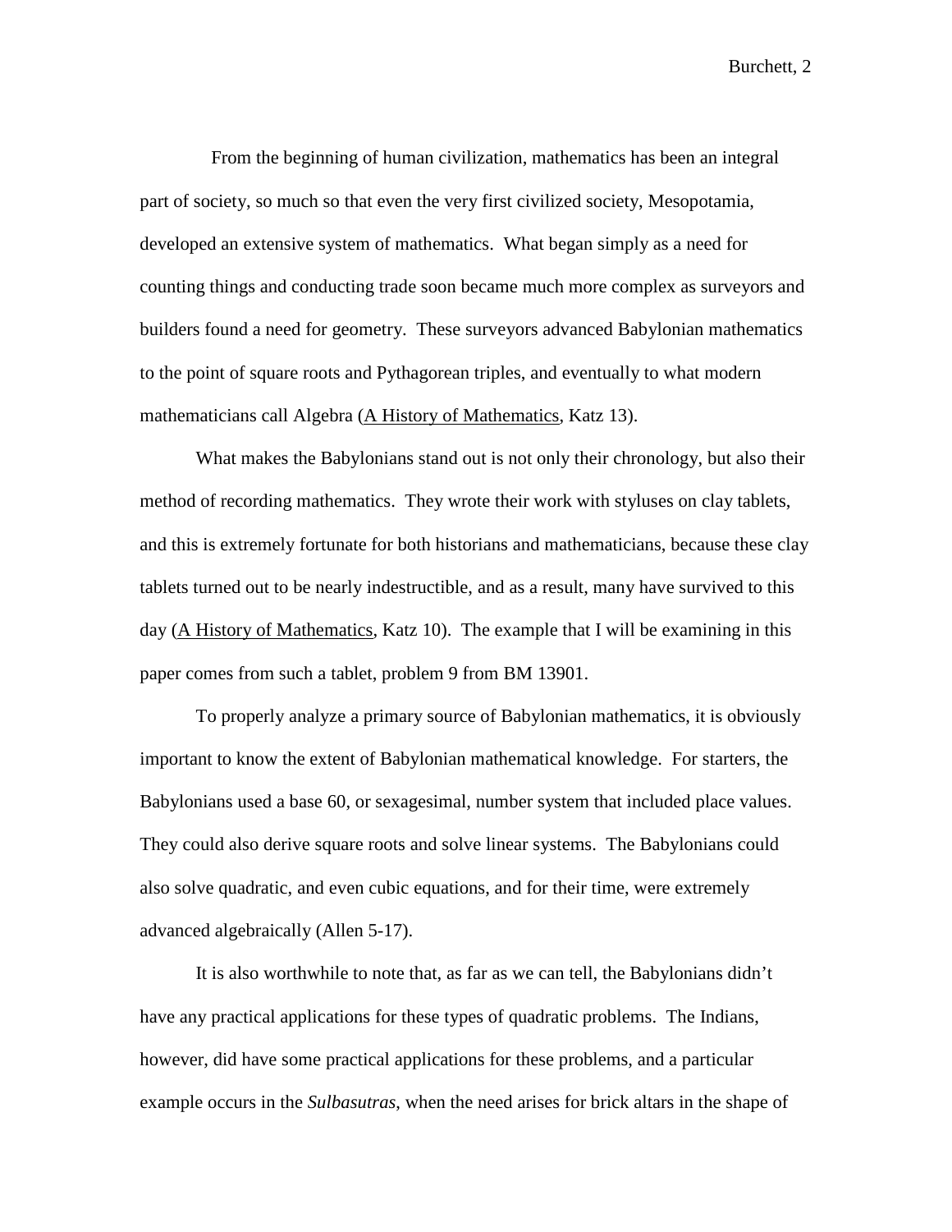From the beginning of human civilization, mathematics has been an integral part of society, so much so that even the very first civilized society, Mesopotamia, developed an extensive system of mathematics. What began simply as a need for counting things and conducting trade soon became much more complex as surveyors and builders found a need for geometry. These surveyors advanced Babylonian mathematics to the point of square roots and Pythagorean triples, and eventually to what modern mathematicians call Algebra (A History of Mathematics, Katz 13).

What makes the Babylonians stand out is not only their chronology, but also their method of recording mathematics. They wrote their work with styluses on clay tablets, and this is extremely fortunate for both historians and mathematicians, because these clay tablets turned out to be nearly indestructible, and as a result, many have survived to this day (A History of Mathematics, Katz 10). The example that I will be examining in this paper comes from such a tablet, problem 9 from BM 13901.

To properly analyze a primary source of Babylonian mathematics, it is obviously important to know the extent of Babylonian mathematical knowledge. For starters, the Babylonians used a base 60, or sexagesimal, number system that included place values. They could also derive square roots and solve linear systems. The Babylonians could also solve quadratic, and even cubic equations, and for their time, were extremely advanced algebraically (Allen 5-17).

It is also worthwhile to note that, as far as we can tell, the Babylonians didn't have any practical applications for these types of quadratic problems. The Indians, however, did have some practical applications for these problems, and a particular example occurs in the *Sulbasutras*, when the need arises for brick altars in the shape of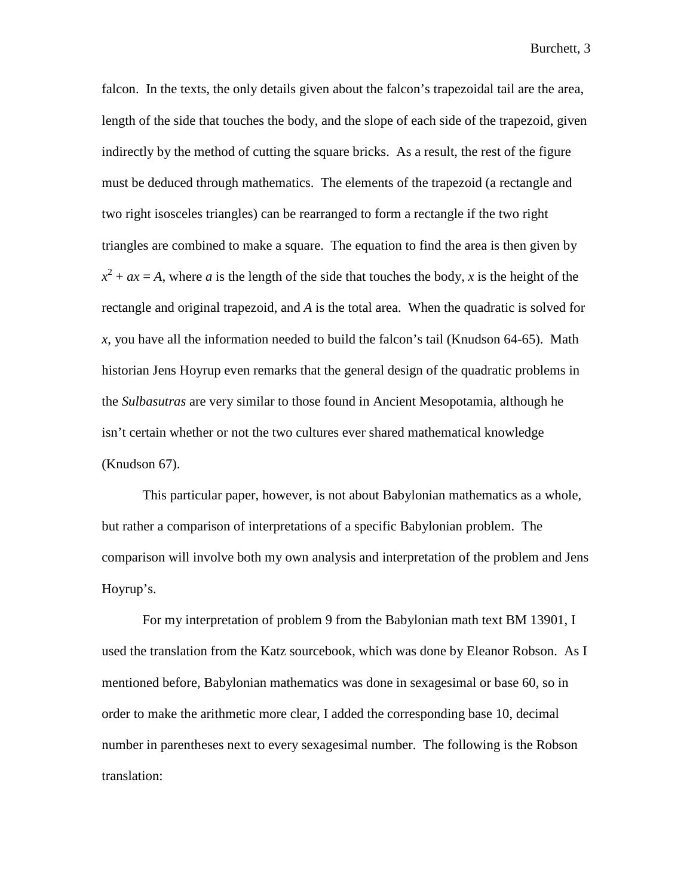falcon. In the texts, the only details given about the falcon's trapezoidal tail are the area, length of the side that touches the body, and the slope of each side of the trapezoid, given indirectly by the method of cutting the square bricks. As a result, the rest of the figure must be deduced through mathematics. The elements of the trapezoid (a rectangle and two right isosceles triangles) can be rearranged to form a rectangle if the two right triangles are combined to make a square. The equation to find the area is then given by $x^2 + ax = A$, where $a$ is the length of the side that touches the body, $x$ is the height of the rectangle and original trapezoid, and $A$ is the total area. When the quadratic is solved for $x$, you have all the information needed to build the falcon's tail (Knudson 64-65). Math historian Jens Hoyrup even remarks that the general design of the quadratic problems in the *Sulbasutras* are very similar to those found in Ancient Mesopotamia, although he isn't certain whether or not the two cultures ever shared mathematical knowledge (Knudson 67).

This particular paper, however, is not about Babylonian mathematics as a whole, but rather a comparison of interpretations of a specific Babylonian problem. The comparison will involve both my own analysis and interpretation of the problem and Jens Hoyrup's.

For my interpretation of problem 9 from the Babylonian math text BM 13901, I used the translation from the Katz sourcebook, which was done by Eleanor Robson. As I mentioned before, Babylonian mathematics was done in sexagesimal or base 60, so in order to make the arithmetic more clear, I added the corresponding base 10, decimal number in parentheses next to every sexagesimal number. The following is the Robson translation: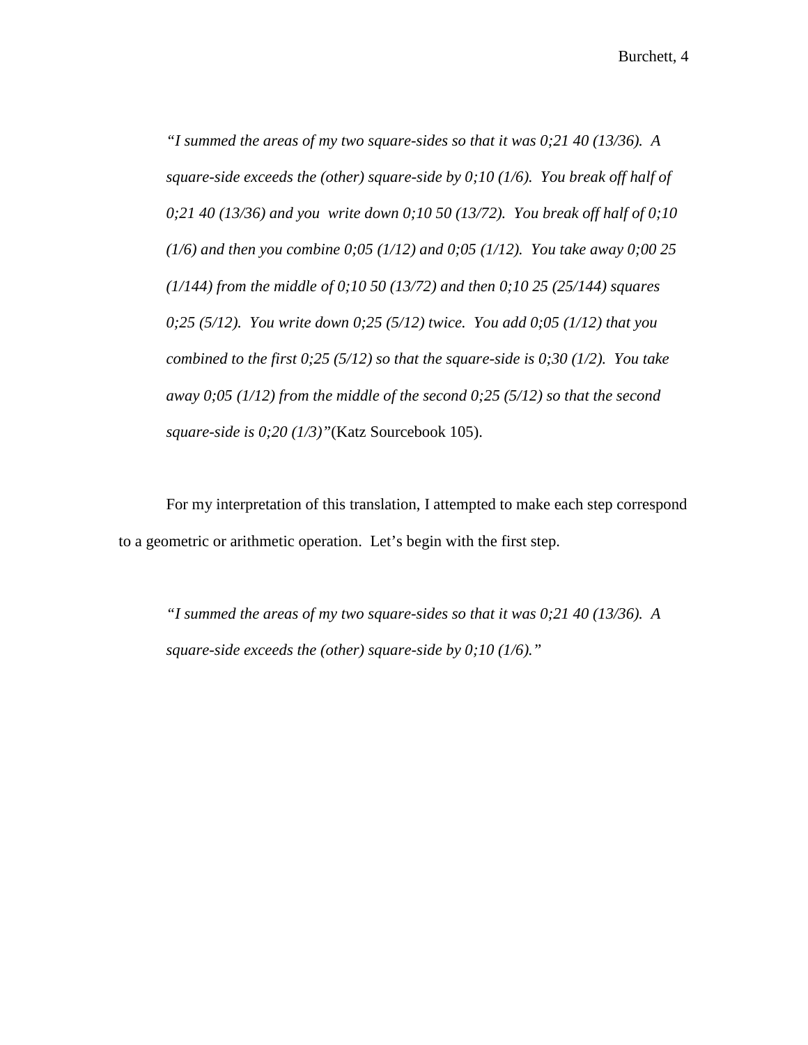*"I summed the areas of my two square-sides so that it was 0;21 40 (13/36). A square-side exceeds the (other) square-side by 0;10 (1/6). You break off half of 0;21 40 (13/36) and you write down 0;10 50 (13/72). You break off half of 0;10 (1/6) and then you combine 0;05 (1/12) and 0;05 (1/12). You take away 0;00 25 (1/144) from the middle of 0;10 50 (13/72) and then 0;10 25 (25/144) squares 0;25 (5/12). You write down 0;25 (5/12) twice. You add 0;05 (1/12) that you combined to the first 0;25 (5/12) so that the square-side is 0;30 (1/2). You take away 0;05 (1/12) from the middle of the second 0;25 (5/12) so that the second square-side is 0;20 (1/3)"*(Katz Sourcebook 105).

For my interpretation of this translation, I attempted to make each step correspond to a geometric or arithmetic operation. Let's begin with the first step.

*"I summed the areas of my two square-sides so that it was 0;21 40 (13/36). A square-side exceeds the (other) square-side by 0;10 (1/6)."*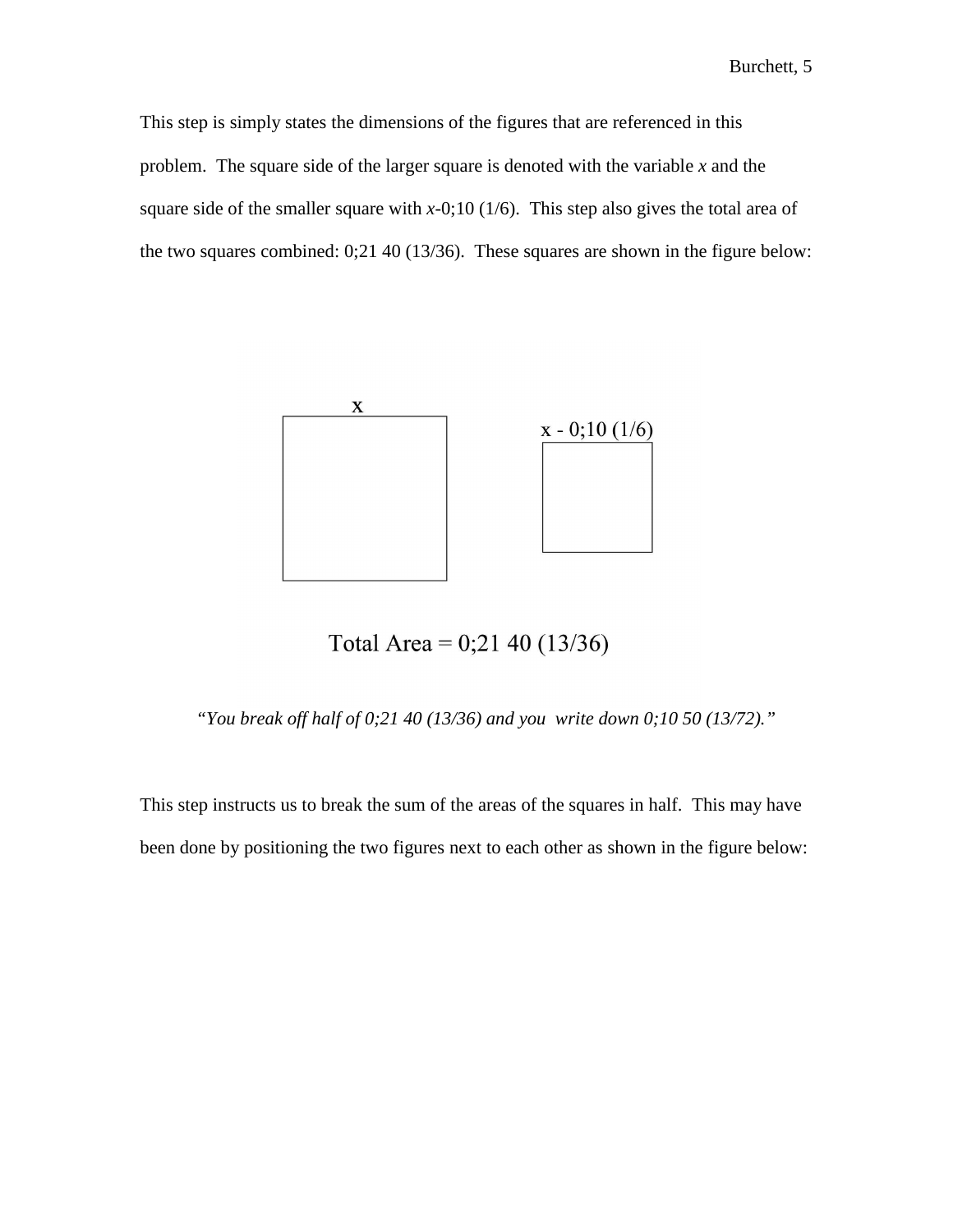This step is simply states the dimensions of the figures that are referenced in this problem. The square side of the larger square is denoted with the variable *x* and the square side of the smaller square with *x*-0;10 (1/6). This step also gives the total area of the two squares combined: 0;21 40 (13/36). These squares are shown in the figure below:

x

x - 0;10 (1/6)

Total Area = 0;21 40 (13/36)

*"You break off half of 0;21 40 (13/36) and you write down 0;10 50 (13/72)."*

This step instructs us to break the sum of the areas of the squares in half. This may have been done by positioning the two figures next to each other as shown in the figure below: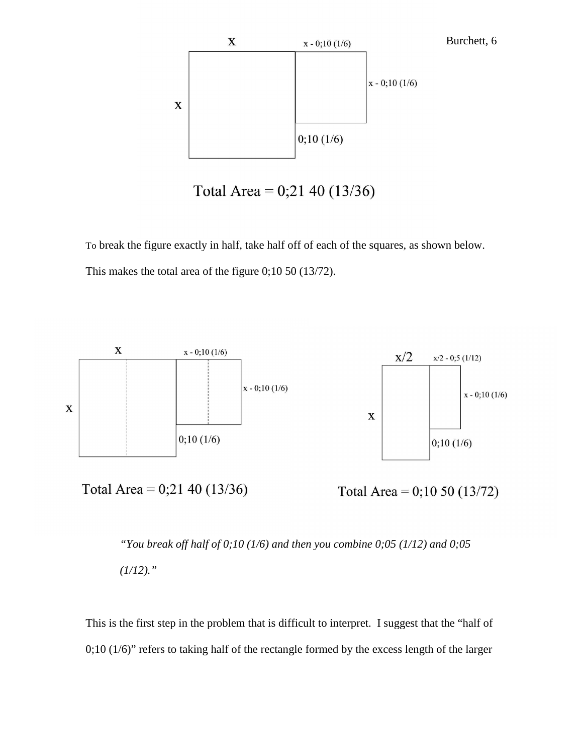To break the figure exactly in half, take half off of each of the squares, as shown below. This makes the total area of the figure 0;10 50 (13/72).

*"You break off half of 0;10 (1/6) and then you combine 0;05 (1/12) and 0;05 (1/12)."*

This is the first step in the problem that is difficult to interpret. I suggest that the "half of 0;10 (1/6)" refers to taking half of the rectangle formed by the excess length of the larger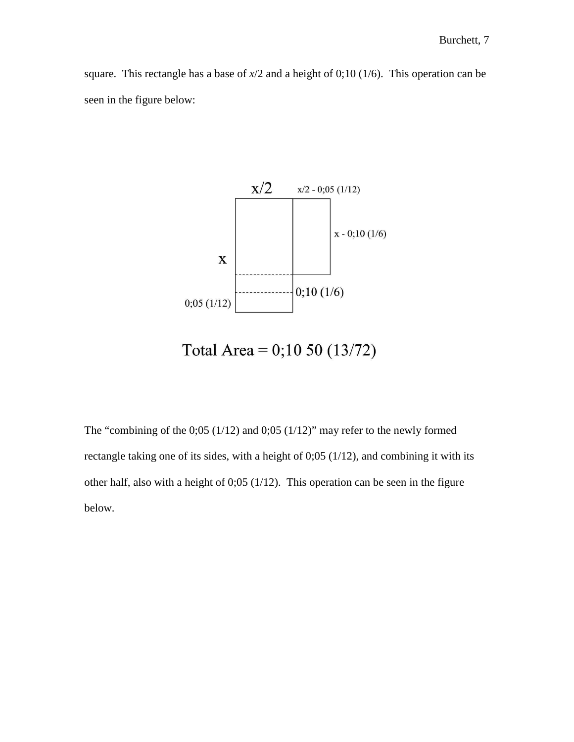square. This rectangle has a base of $x/2$ and a height of 0;10 (1/6). This operation can be seen in the figure below:

x/2 x/2 - 0;05 (1/12)

x - 0;10 (1/6)

x

0;10 (1/6)

0;05 (1/12)

Total Area = 0;10 50 (13/72)

The "combining of the 0;05 (1/12) and 0;05 (1/12)" may refer to the newly formed rectangle taking one of its sides, with a height of 0;05 (1/12), and combining it with its other half, also with a height of 0;05 (1/12). This operation can be seen in the figure below.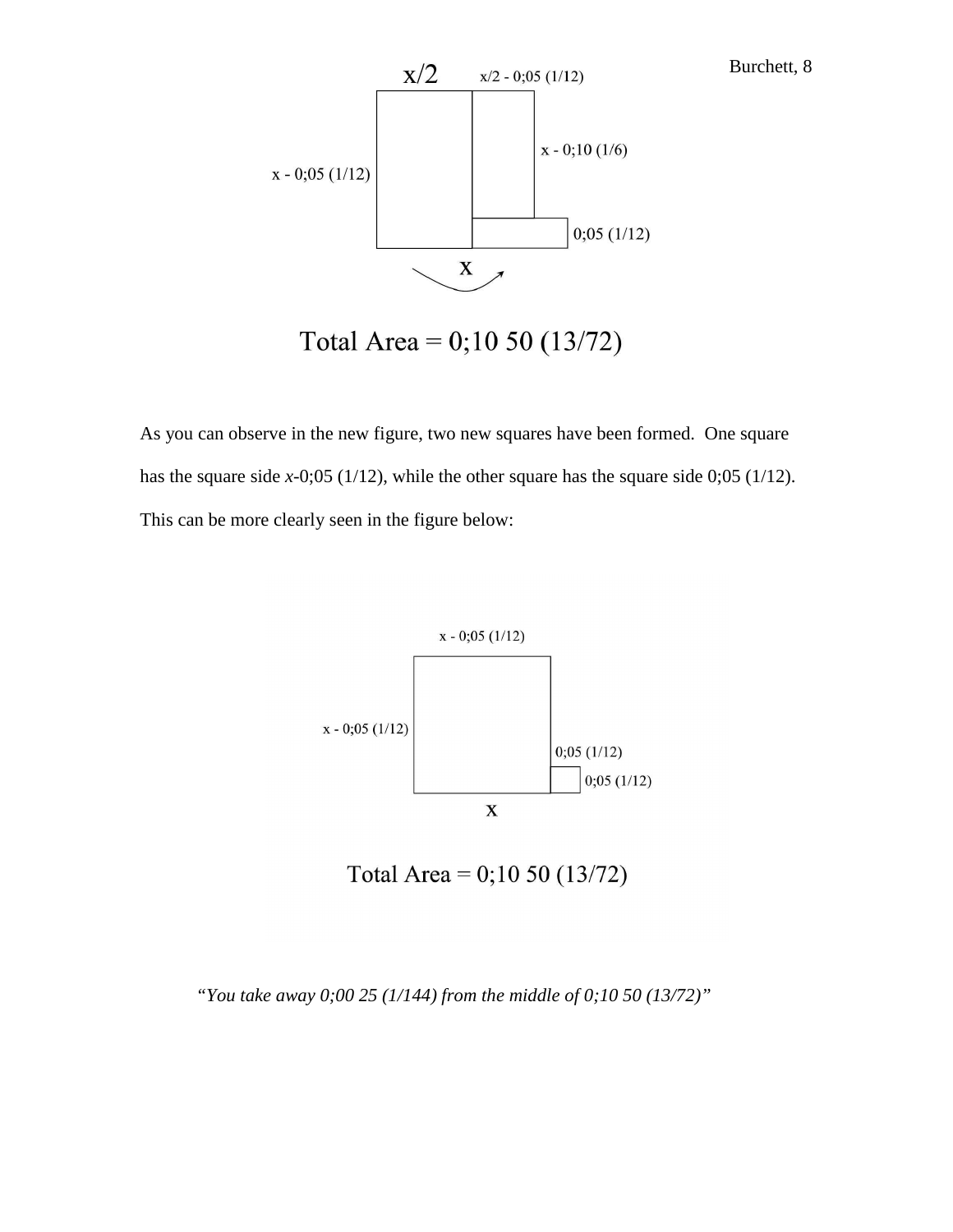x/2

x/2 - 0;05 (1/12)

x - 0;10 (1/6)

x - 0;05 (1/12)

0;05 (1/12)

x

Total Area = 0;10 50 (13/72)

As you can observe in the new figure, two new squares have been formed. One square has the square side *x*-0;05 (1/12), while the other square has the square side 0;05 (1/12). This can be more clearly seen in the figure below:

x - 0;05 (1/12)

x - 0;05 (1/12)

0;05 (1/12)

0;05 (1/12)

x

Total Area = 0;10 50 (13/72)

*"You take away 0;00 25 (1/144) from the middle of 0;10 50 (13/72)"*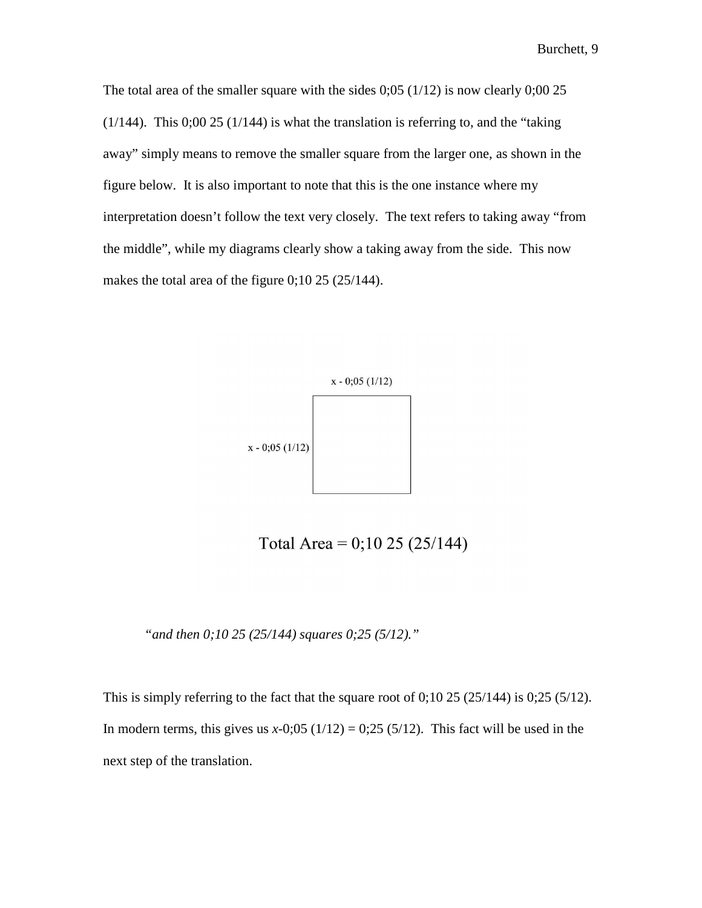The total area of the smaller square with the sides 0;05 (1/12) is now clearly 0;00 25 (1/144). This 0;00 25 (1/144) is what the translation is referring to, and the "taking away" simply means to remove the smaller square from the larger one, as shown in the figure below. It is also important to note that this is the one instance where my interpretation doesn't follow the text very closely. The text refers to taking away "from the middle", while my diagrams clearly show a taking away from the side. This now makes the total area of the figure 0;10 25 (25/144).

x - 0;05 (1/12)

x - 0;05 (1/12)

Total Area = 0;10 25 (25/144)

*"and then 0;10 25 (25/144) squares 0;25 (5/12)."*

This is simply referring to the fact that the square root of 0;10 25 (25/144) is 0;25 (5/12). In modern terms, this gives us $x$-0;05 (1/12) = 0;25 (5/12). This fact will be used in the next step of the translation.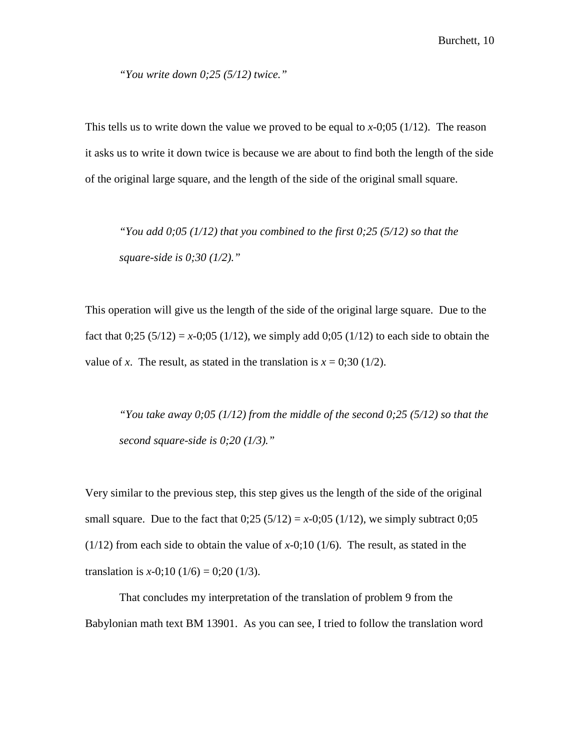> *"You write down 0;25 (5/12) twice."*

This tells us to write down the value we proved to be equal to $x$-0;05 (1/12). The reason it asks us to write it down twice is because we are about to find both the length of the side of the original large square, and the length of the side of the original small square.

> *"You add 0;05 (1/12) that you combined to the first 0;25 (5/12) so that the square-side is 0;30 (1/2)."*

This operation will give us the length of the side of the original large square. Due to the fact that 0;25 (5/12) = $x$-0;05 (1/12), we simply add 0;05 (1/12) to each side to obtain the value of $x$. The result, as stated in the translation is $x$ = 0;30 (1/2).

> *"You take away 0;05 (1/12) from the middle of the second 0;25 (5/12) so that the second square-side is 0;20 (1/3)."*

Very similar to the previous step, this step gives us the length of the side of the original small square. Due to the fact that 0;25 (5/12) = $x$-0;05 (1/12), we simply subtract 0;05 (1/12) from each side to obtain the value of $x$-0;10 (1/6). The result, as stated in the translation is $x$-0;10 (1/6) = 0;20 (1/3).

That concludes my interpretation of the translation of problem 9 from the Babylonian math text BM 13901. As you can see, I tried to follow the translation word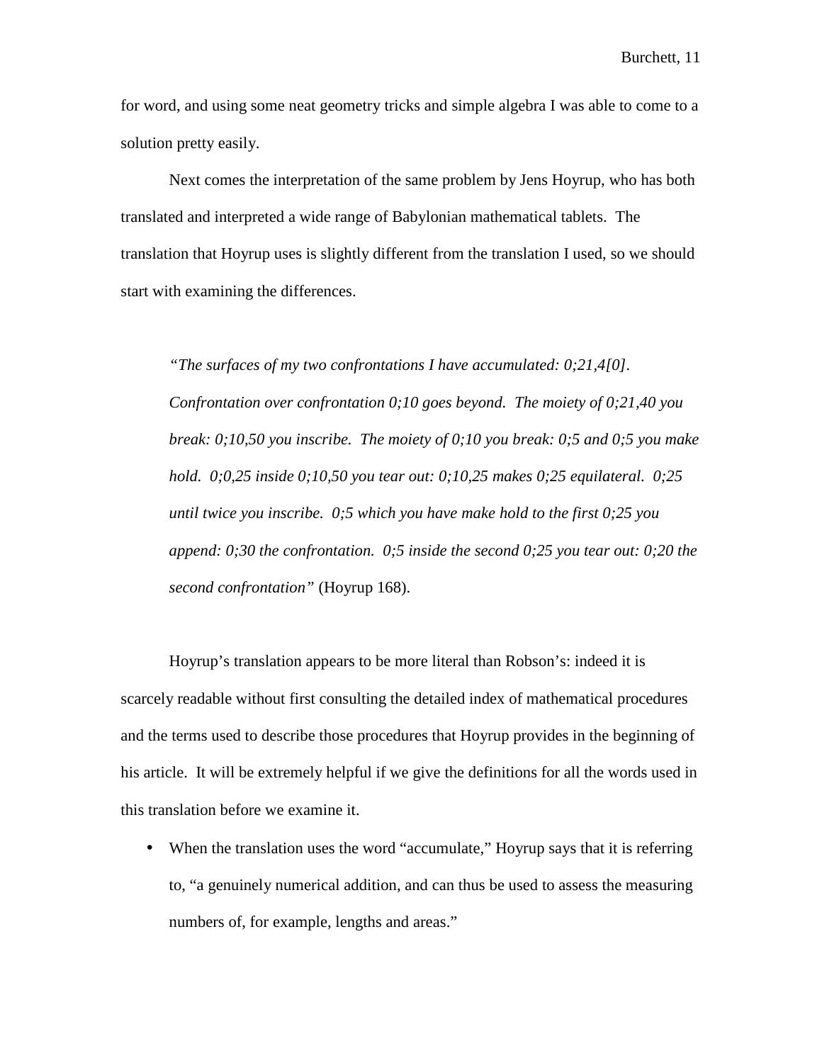for word, and using some neat geometry tricks and simple algebra I was able to come to a solution pretty easily.

Next comes the interpretation of the same problem by Jens Hoyrup, who has both translated and interpreted a wide range of Babylonian mathematical tablets. The translation that Hoyrup uses is slightly different from the translation I used, so we should start with examining the differences.

> *"The surfaces of my two confrontations I have accumulated: 0;21,4[0]. Confrontation over confrontation 0;10 goes beyond. The moiety of 0;21,40 you break: 0;10,50 you inscribe. The moiety of 0;10 you break: 0;5 and 0;5 you make hold. 0;0,25 inside 0;10,50 you tear out: 0;10,25 makes 0;25 equilateral. 0;25 until twice you inscribe. 0;5 which you have make hold to the first 0;25 you append: 0;30 the confrontation. 0;5 inside the second 0;25 you tear out: 0;20 the second confrontation"* (Hoyrup 168).

Hoyrup's translation appears to be more literal than Robson's: indeed it is scarcely readable without first consulting the detailed index of mathematical procedures and the terms used to describe those procedures that Hoyrup provides in the beginning of his article. It will be extremely helpful if we give the definitions for all the words used in this translation before we examine it.

- When the translation uses the word "accumulate," Hoyrup says that it is referring to, "a genuinely numerical addition, and can thus be used to assess the measuring numbers of, for example, lengths and areas."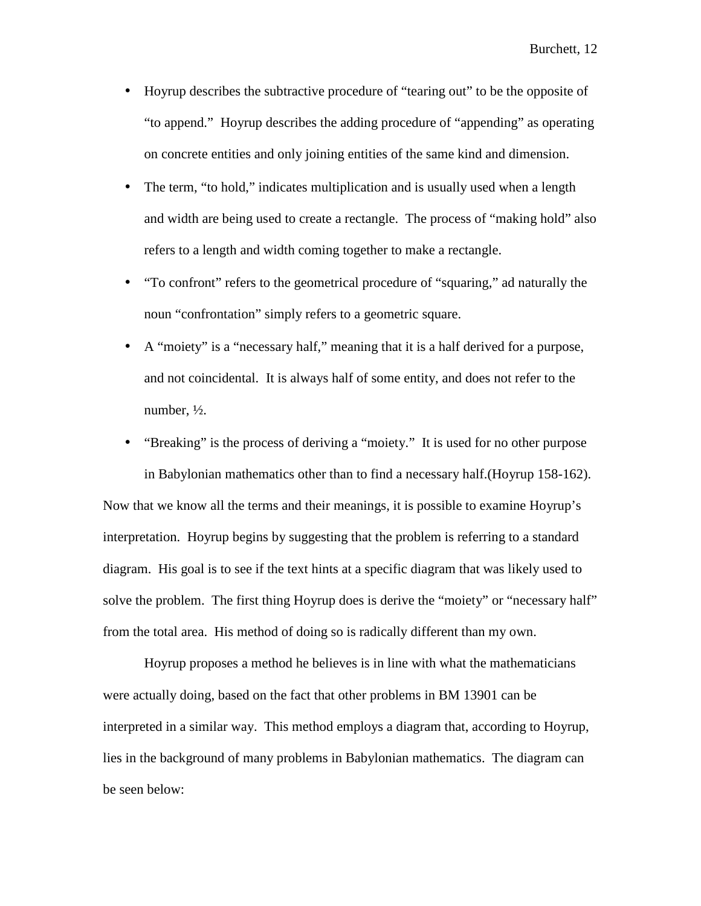- Hoyrup describes the subtractive procedure of "tearing out" to be the opposite of "to append." Hoyrup describes the adding procedure of "appending" as operating on concrete entities and only joining entities of the same kind and dimension.
- The term, "to hold," indicates multiplication and is usually used when a length and width are being used to create a rectangle. The process of "making hold" also refers to a length and width coming together to make a rectangle.
- "To confront" refers to the geometrical procedure of "squaring," ad naturally the noun "confrontation" simply refers to a geometric square.
- A "moiety" is a "necessary half," meaning that it is a half derived for a purpose, and not coincidental. It is always half of some entity, and does not refer to the number, ½.
- "Breaking" is the process of deriving a "moiety." It is used for no other purpose in Babylonian mathematics other than to find a necessary half.(Hoyrup 158-162).

Now that we know all the terms and their meanings, it is possible to examine Hoyrup's interpretation. Hoyrup begins by suggesting that the problem is referring to a standard diagram. His goal is to see if the text hints at a specific diagram that was likely used to solve the problem. The first thing Hoyrup does is derive the "moiety" or "necessary half" from the total area. His method of doing so is radically different than my own.

Hoyrup proposes a method he believes is in line with what the mathematicians were actually doing, based on the fact that other problems in BM 13901 can be interpreted in a similar way. This method employs a diagram that, according to Hoyrup, lies in the background of many problems in Babylonian mathematics. The diagram can be seen below: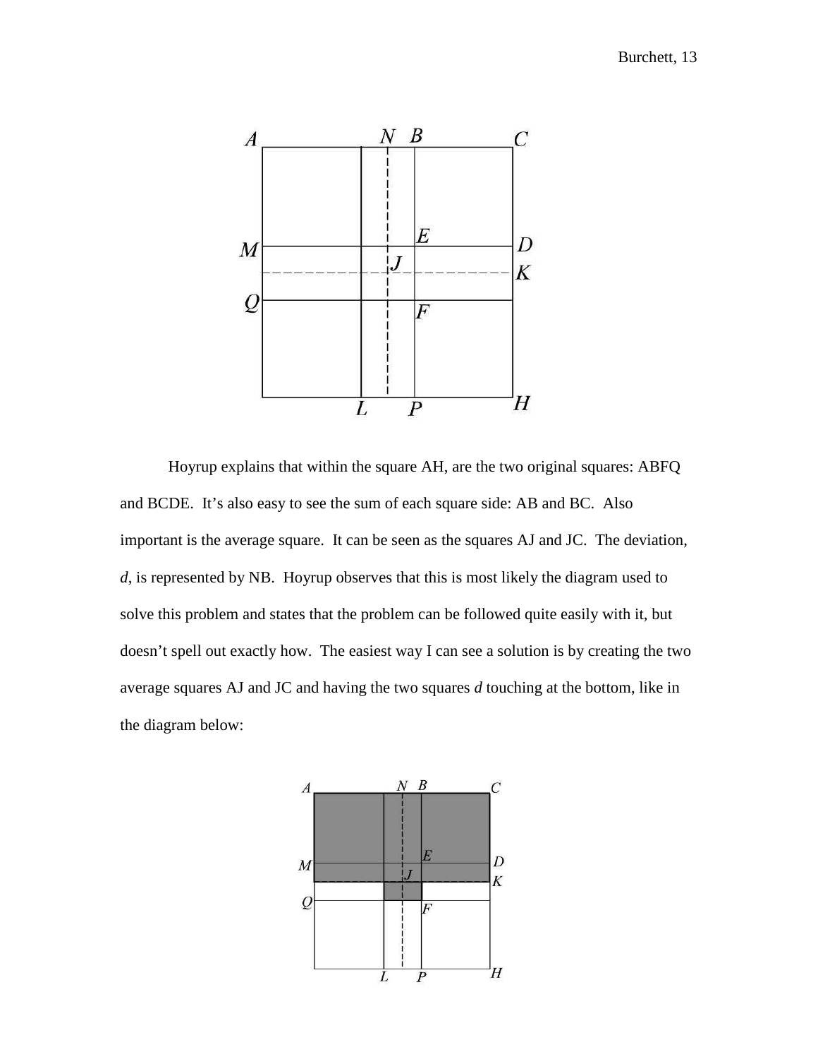Hoyrup explains that within the square AH, are the two original squares: ABFQ and BCDE. It's also easy to see the sum of each square side: AB and BC. Also important is the average square. It can be seen as the squares AJ and JC. The deviation, *d*, is represented by NB. Hoyrup observes that this is most likely the diagram used to solve this problem and states that the problem can be followed quite easily with it, but doesn't spell out exactly how. The easiest way I can see a solution is by creating the two average squares AJ and JC and having the two squares *d* touching at the bottom, like in the diagram below: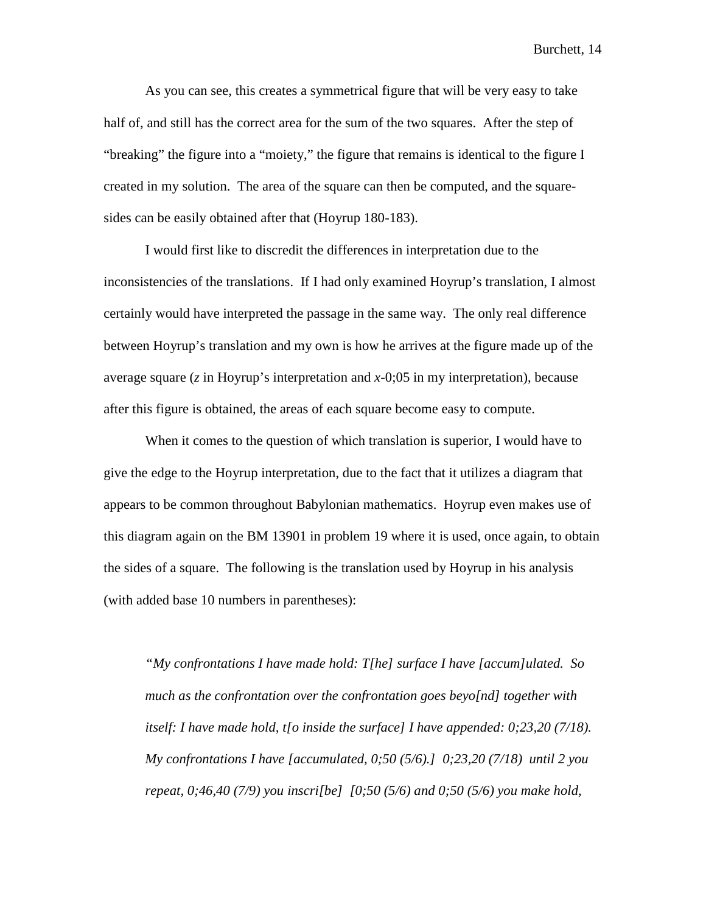As you can see, this creates a symmetrical figure that will be very easy to take half of, and still has the correct area for the sum of the two squares. After the step of "breaking" the figure into a "moiety," the figure that remains is identical to the figure I created in my solution. The area of the square can then be computed, and the square-sides can be easily obtained after that (Hoyrup 180-183).

I would first like to discredit the differences in interpretation due to the inconsistencies of the translations. If I had only examined Hoyrup's translation, I almost certainly would have interpreted the passage in the same way. The only real difference between Hoyrup's translation and my own is how he arrives at the figure made up of the average square ($z$ in Hoyrup's interpretation and $x$-0;05 in my interpretation), because after this figure is obtained, the areas of each square become easy to compute.

When it comes to the question of which translation is superior, I would have to give the edge to the Hoyrup interpretation, due to the fact that it utilizes a diagram that appears to be common throughout Babylonian mathematics. Hoyrup even makes use of this diagram again on the BM 13901 in problem 19 where it is used, once again, to obtain the sides of a square. The following is the translation used by Hoyrup in his analysis (with added base 10 numbers in parentheses):

> *"My confrontations I have made hold: T[he] surface I have [accum]ulated. So much as the confrontation over the confrontation goes beyo[nd] together with itself: I have made hold, t[o inside the surface] I have appended: 0;23,20 (7/18). My confrontations I have [accumulated, 0;50 (5/6).] 0;23,20 (7/18) until 2 you repeat, 0;46,40 (7/9) you inscri[be] [0;50 (5/6) and 0;50 (5/6) you make hold,*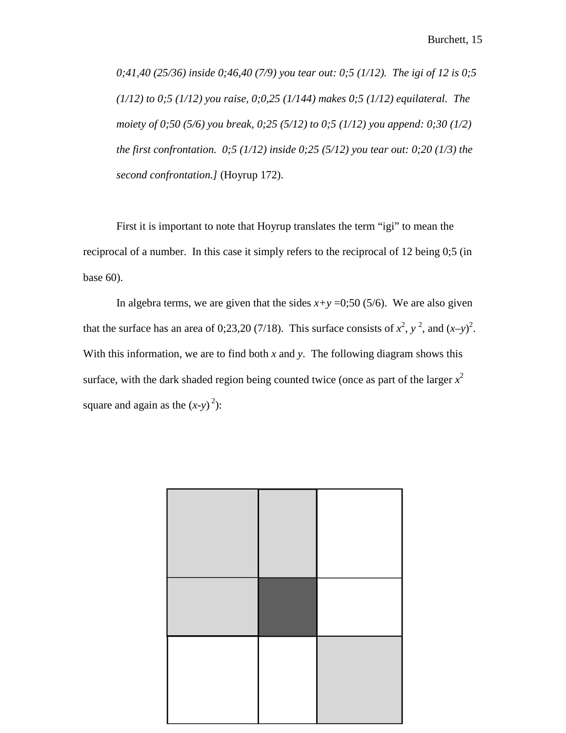*0;41,40 (25/36) inside 0;46,40 (7/9) you tear out: 0;5 (1/12). The igi of 12 is 0;5 (1/12) to 0;5 (1/12) you raise, 0;0,25 (1/144) makes 0;5 (1/12) equilateral. The moiety of 0;50 (5/6) you break, 0;25 (5/12) to 0;5 (1/12) you append: 0;30 (1/2) the first confrontation. 0;5 (1/12) inside 0;25 (5/12) you tear out: 0;20 (1/3) the second confrontation.]* (Hoyrup 172).

First it is important to note that Hoyrup translates the term "igi" to mean the reciprocal of a number. In this case it simply refers to the reciprocal of 12 being 0;5 (in base 60).

In algebra terms, we are given that the sides $x+y$ =0;50 (5/6). We are also given that the surface has an area of 0;23,20 (7/18). This surface consists of $x^2$, $y^2$, and $(x–y)^2$. With this information, we are to find both $x$ and $y$. The following diagram shows this surface, with the dark shaded region being counted twice (once as part of the larger $x^2$ square and again as the $(x-y)^2$):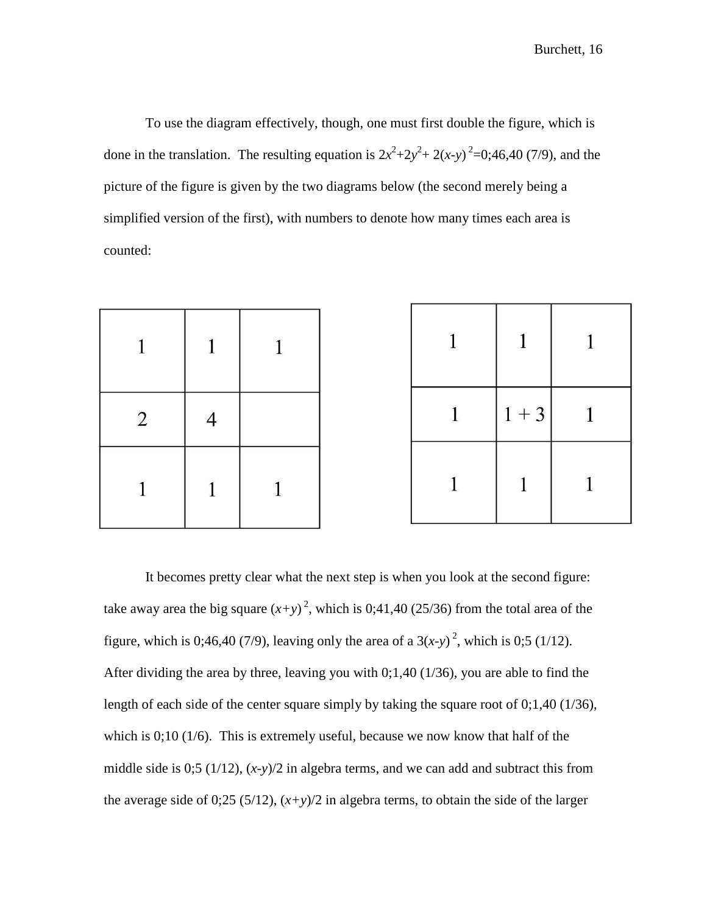To use the diagram effectively, though, one must first double the figure, which is done in the translation. The resulting equation is $2x^2+2y^2+ 2(x-y)^2$=0;46,40 (7/9), and the picture of the figure is given by the two diagrams below (the second merely being a simplified version of the first), with numbers to denote how many times each area is counted:

| 1 | 1 | 1 |
|---|---|---|
| 2 | 4 | |
| 1 | 1 | 1 |

| 1 | 1 | 1 |
|---|---|---|
| 1 | 1 + 3 | 1 |
| 1 | 1 | 1 |

It becomes pretty clear what the next step is when you look at the second figure: take away area the big square $(x+y)^2$, which is 0;41,40 (25/36) from the total area of the figure, which is 0;46,40 (7/9), leaving only the area of a $3(x-y)^2$, which is 0;5 (1/12). After dividing the area by three, leaving you with 0;1,40 (1/36), you are able to find the length of each side of the center square simply by taking the square root of 0;1,40 (1/36), which is 0;10 (1/6). This is extremely useful, because we now know that half of the middle side is 0;5 (1/12), $(x-y)/2$ in algebra terms, and we can add and subtract this from the average side of 0;25 (5/12), $(x+y)/2$ in algebra terms, to obtain the side of the larger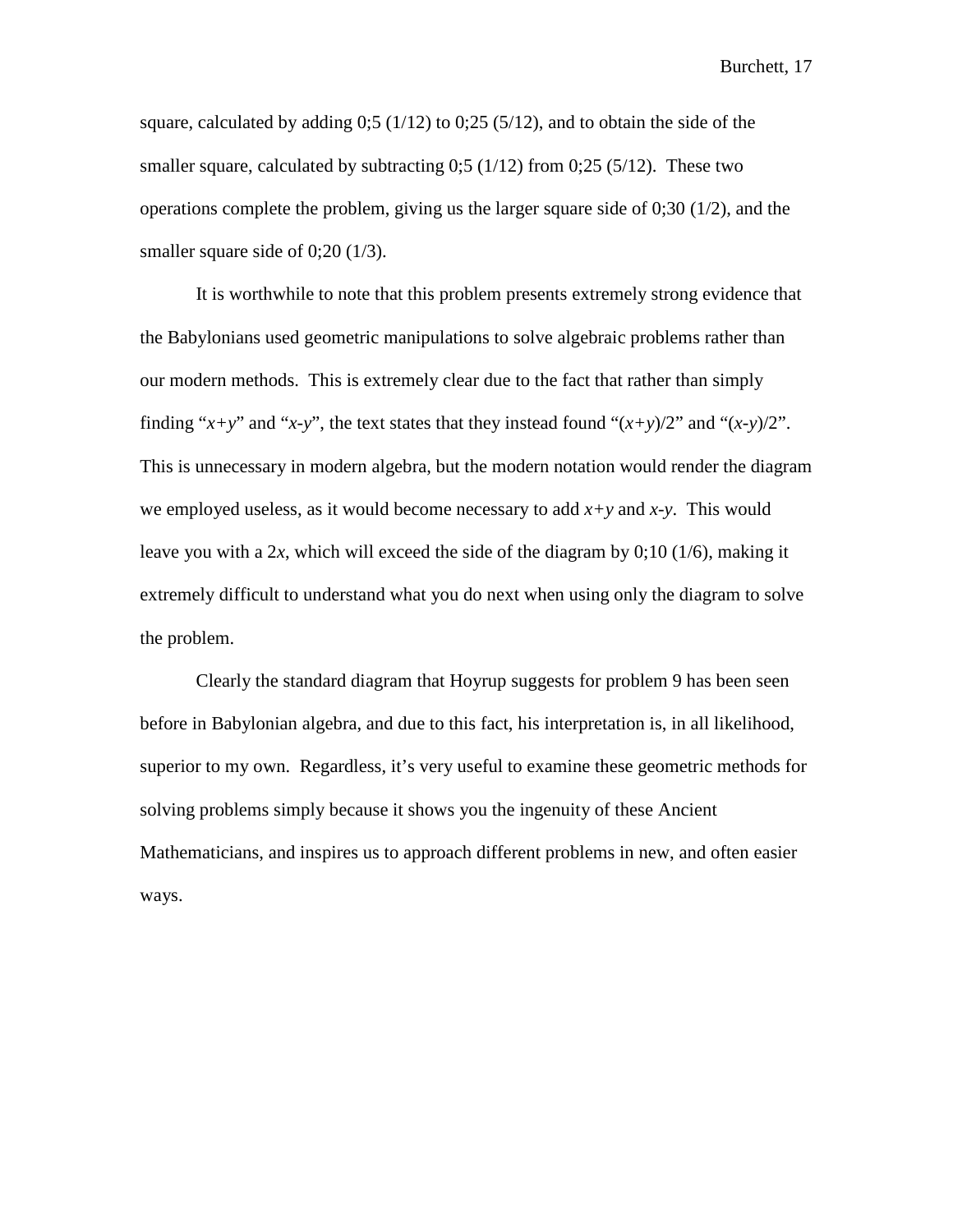square, calculated by adding 0;5 (1/12) to 0;25 (5/12), and to obtain the side of the smaller square, calculated by subtracting 0;5 (1/12) from 0;25 (5/12). These two operations complete the problem, giving us the larger square side of 0;30 (1/2), and the smaller square side of 0;20 (1/3).

It is worthwhile to note that this problem presents extremely strong evidence that the Babylonians used geometric manipulations to solve algebraic problems rather than our modern methods. This is extremely clear due to the fact that rather than simply finding "$x+y$" and "$x$-$y$", the text states that they instead found "$(x+y)/2$" and "$(x$-$y)/2$". This is unnecessary in modern algebra, but the modern notation would render the diagram we employed useless, as it would become necessary to add $x+y$ and $x$-$y$. This would leave you with a $2x$, which will exceed the side of the diagram by 0;10 (1/6), making it extremely difficult to understand what you do next when using only the diagram to solve the problem.

Clearly the standard diagram that Hoyrup suggests for problem 9 has been seen before in Babylonian algebra, and due to this fact, his interpretation is, in all likelihood, superior to my own. Regardless, it's very useful to examine these geometric methods for solving problems simply because it shows you the ingenuity of these Ancient Mathematicians, and inspires us to approach different problems in new, and often easier ways.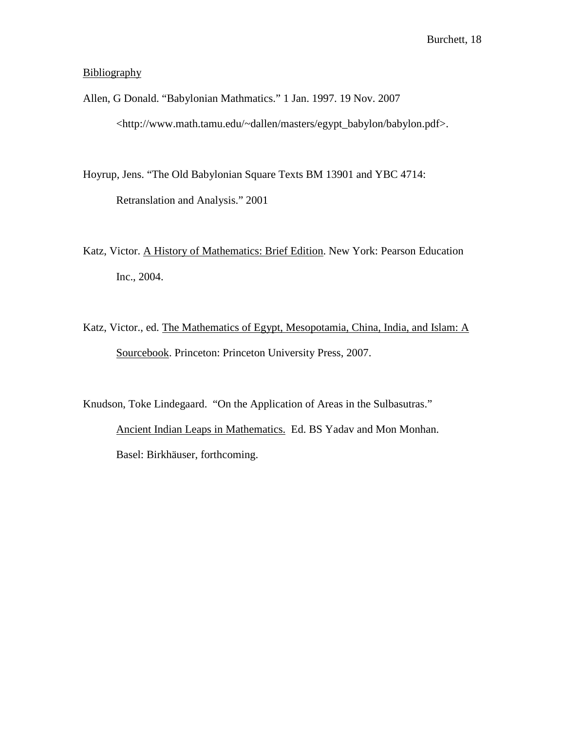## Bibliography

Allen, G Donald. "Babylonian Mathmatics." 1 Jan. 1997. 19 Nov. 2007 <http://www.math.tamu.edu/~dallen/masters/egypt_babylon/babylon.pdf>.

Hoyrup, Jens. "The Old Babylonian Square Texts BM 13901 and YBC 4714: Retranslation and Analysis." 2001

Katz, Victor. A History of Mathematics: Brief Edition. New York: Pearson Education Inc., 2004.

Katz, Victor., ed. The Mathematics of Egypt, Mesopotamia, China, India, and Islam: A Sourcebook. Princeton: Princeton University Press, 2007.

Knudson, Toke Lindegaard. "On the Application of Areas in the Sulbasutras." Ancient Indian Leaps in Mathematics. Ed. BS Yadav and Mon Monhan. Basel: Birkhäuser, forthcoming.